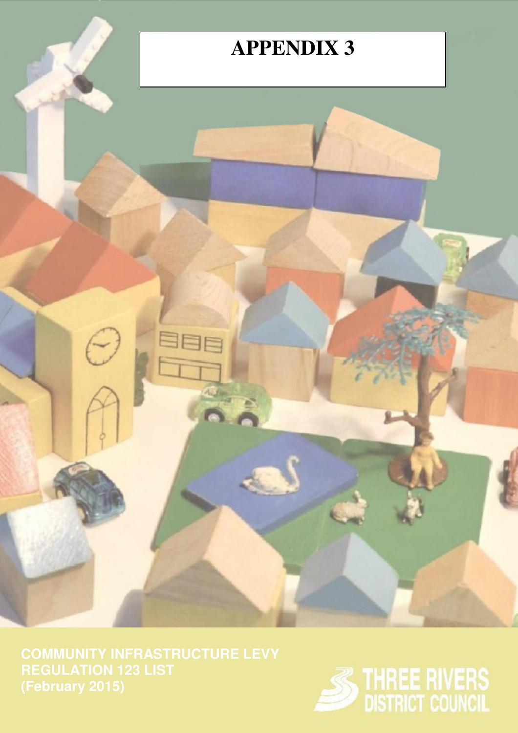# APPENDIX 3

**COMMUNITY INFRASTRUCTURE LEVY**
**REGULATION 123 LIST**
**(February 2015)**

THREE RIVERS DISTRICT COUNCIL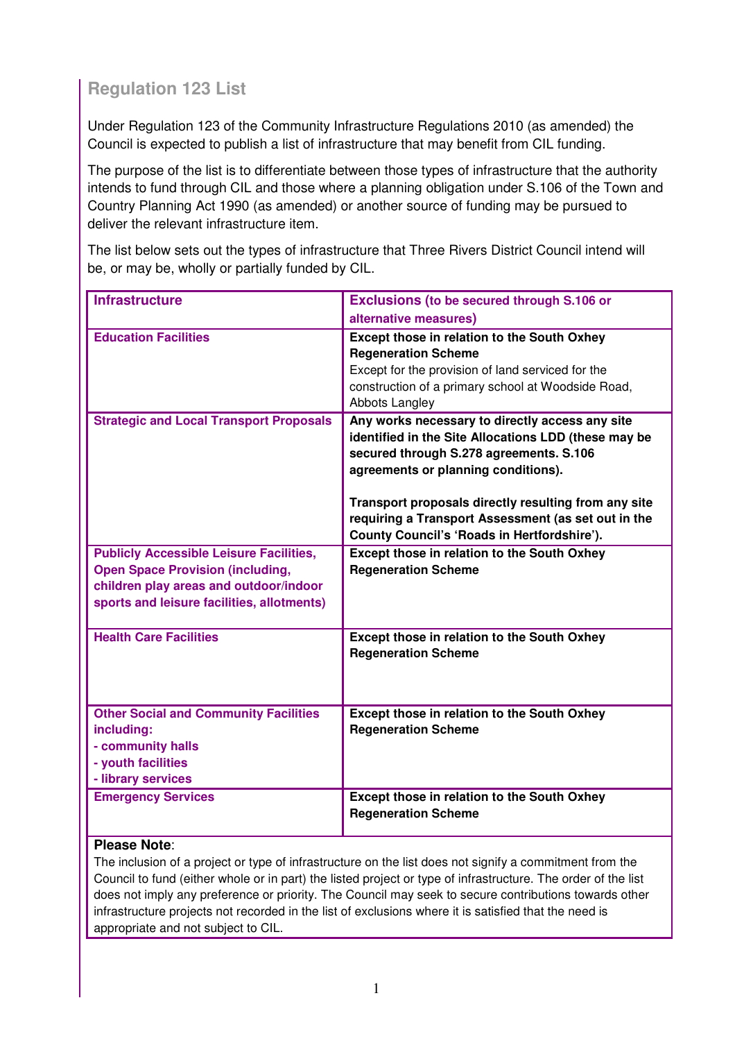## Regulation 123 List

Under Regulation 123 of the Community Infrastructure Regulations 2010 (as amended) the Council is expected to publish a list of infrastructure that may benefit from CIL funding.

The purpose of the list is to differentiate between those types of infrastructure that the authority intends to fund through CIL and those where a planning obligation under S.106 of the Town and Country Planning Act 1990 (as amended) or another source of funding may be pursued to deliver the relevant infrastructure item.

The list below sets out the types of infrastructure that Three Rivers District Council intend will be, or may be, wholly or partially funded by CIL.

| Infrastructure | Exclusions (to be secured through S.106 or alternative measures) |
|---|---|
| **Education Facilities** | **Except those in relation to the South Oxhey Regeneration Scheme**<br>Except for the provision of land serviced for the construction of a primary school at Woodside Road, Abbots Langley |
| **Strategic and Local Transport Proposals** | **Any works necessary to directly access any site identified in the Site Allocations LDD (these may be secured through S.278 agreements. S.106 agreements or planning conditions).**<br><br>**Transport proposals directly resulting from any site requiring a Transport Assessment (as set out in the County Council's 'Roads in Hertfordshire').** |
| **Publicly Accessible Leisure Facilities, Open Space Provision (including, children play areas and outdoor/indoor sports and leisure facilities, allotments)** | **Except those in relation to the South Oxhey Regeneration Scheme** |
| **Health Care Facilities** | **Except those in relation to the South Oxhey Regeneration Scheme** |
| **Other Social and Community Facilities including:**<br>**- community halls**<br>**- youth facilities**<br>**- library services** | **Except those in relation to the South Oxhey Regeneration Scheme** |
| **Emergency Services** | **Except those in relation to the South Oxhey Regeneration Scheme** |

**Please Note**:
The inclusion of a project or type of infrastructure on the list does not signify a commitment from the Council to fund (either whole or in part) the listed project or type of infrastructure. The order of the list does not imply any preference or priority. The Council may seek to secure contributions towards other infrastructure projects not recorded in the list of exclusions where it is satisfied that the need is appropriate and not subject to CIL.